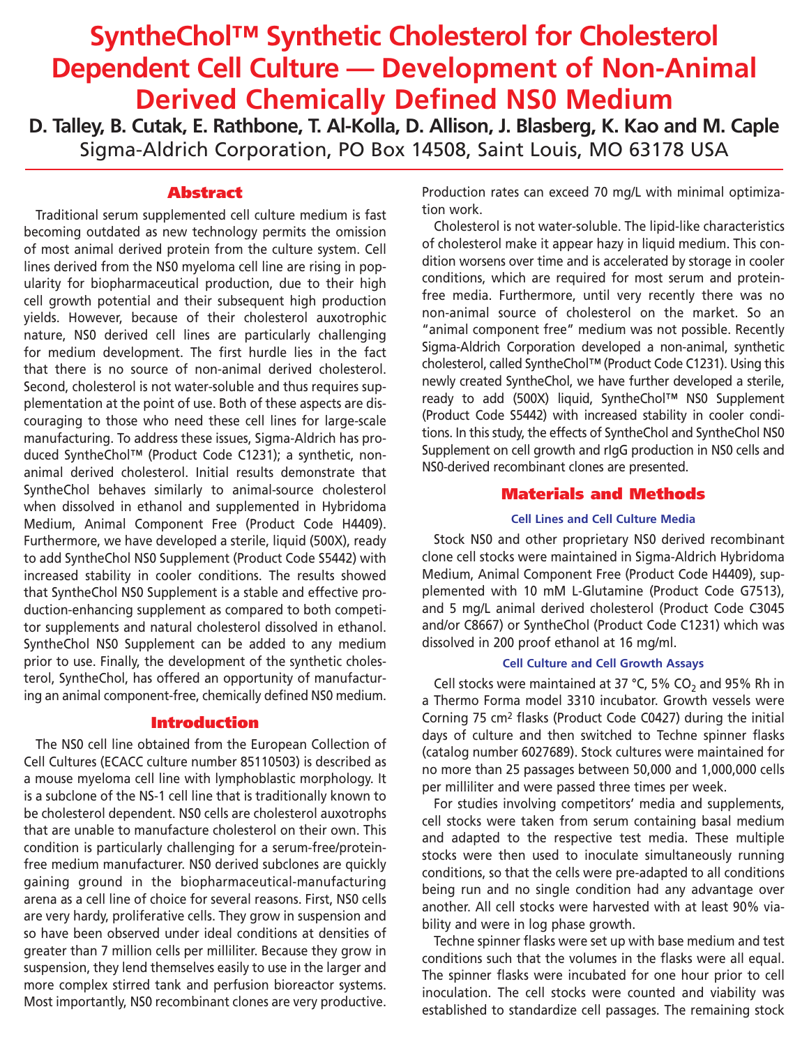# SyntheChol™ Synthetic Cholesterol for Cholesterol Dependent Cell Culture — Development of Non-Animal Derived Chemically Defined NS0 Medium

**D. Talley, B. Cutak, E. Rathbone, T. Al-Kolla, D. Allison, J. Blasberg, K. Kao and M. Caple**

Sigma-Aldrich Corporation, PO Box 14508, Saint Louis, MO 63178 USA

## Abstract

Traditional serum supplemented cell culture medium is fast becoming outdated as new technology permits the omission of most animal derived protein from the culture system. Cell lines derived from the NS0 myeloma cell line are rising in popularity for biopharmaceutical production, due to their high cell growth potential and their subsequent high production yields. However, because of their cholesterol auxotrophic nature, NS0 derived cell lines are particularly challenging for medium development. The first hurdle lies in the fact that there is no source of non-animal derived cholesterol. Second, cholesterol is not water-soluble and thus requires supplementation at the point of use. Both of these aspects are discouraging to those who need these cell lines for large-scale manufacturing. To address these issues, Sigma-Aldrich has produced SyntheChol™ (Product Code C1231); a synthetic, non-animal derived cholesterol. Initial results demonstrate that SyntheChol behaves similarly to animal-source cholesterol when dissolved in ethanol and supplemented in Hybridoma Medium, Animal Component Free (Product Code H4409). Furthermore, we have developed a sterile, liquid (500X), ready to add SyntheChol NS0 Supplement (Product Code S5442) with increased stability in cooler conditions. The results showed that SyntheChol NS0 Supplement is a stable and effective production-enhancing supplement as compared to both competitor supplements and natural cholesterol dissolved in ethanol. SyntheChol NS0 Supplement can be added to any medium prior to use. Finally, the development of the synthetic cholesterol, SyntheChol, has offered an opportunity of manufacturing an animal component-free, chemically defined NS0 medium.

## Introduction

The NS0 cell line obtained from the European Collection of Cell Cultures (ECACC culture number 85110503) is described as a mouse myeloma cell line with lymphoblastic morphology. It is a subclone of the NS-1 cell line that is traditionally known to be cholesterol dependent. NS0 cells are cholesterol auxotrophs that are unable to manufacture cholesterol on their own. This condition is particularly challenging for a serum-free/protein-free medium manufacturer. NS0 derived subclones are quickly gaining ground in the biopharmaceutical-manufacturing arena as a cell line of choice for several reasons. First, NS0 cells are very hardy, proliferative cells. They grow in suspension and so have been observed under ideal conditions at densities of greater than 7 million cells per milliliter. Because they grow in suspension, they lend themselves easily to use in the larger and more complex stirred tank and perfusion bioreactor systems. Most importantly, NS0 recombinant clones are very productive. Production rates can exceed 70 mg/L with minimal optimization work.

Cholesterol is not water-soluble. The lipid-like characteristics of cholesterol make it appear hazy in liquid medium. This condition worsens over time and is accelerated by storage in cooler conditions, which are required for most serum and protein-free media. Furthermore, until very recently there was no non-animal source of cholesterol on the market. So an "animal component free" medium was not possible. Recently Sigma-Aldrich Corporation developed a non-animal, synthetic cholesterol, called SyntheChol™ (Product Code C1231). Using this newly created SyntheChol, we have further developed a sterile, ready to add (500X) liquid, SyntheChol™ NS0 Supplement (Product Code S5442) with increased stability in cooler conditions. In this study, the effects of SyntheChol and SyntheChol NS0 Supplement on cell growth and rIgG production in NS0 cells and NS0-derived recombinant clones are presented.

## Materials and Methods

### Cell Lines and Cell Culture Media

Stock NS0 and other proprietary NS0 derived recombinant clone cell stocks were maintained in Sigma-Aldrich Hybridoma Medium, Animal Component Free (Product Code H4409), supplemented with 10 mM L-Glutamine (Product Code G7513), and 5 mg/L animal derived cholesterol (Product Code C3045 and/or C8667) or SyntheChol (Product Code C1231) which was dissolved in 200 proof ethanol at 16 mg/ml.

### Cell Culture and Cell Growth Assays

Cell stocks were maintained at 37 °C, 5% $CO_2$ and 95% Rh in a Thermo Forma model 3310 incubator. Growth vessels were Corning 75 cm² flasks (Product Code C0427) during the initial days of culture and then switched to Techne spinner flasks (catalog number 6027689). Stock cultures were maintained for no more than 25 passages between 50,000 and 1,000,000 cells per milliliter and were passed three times per week.

For studies involving competitors' media and supplements, cell stocks were taken from serum containing basal medium and adapted to the respective test media. These multiple stocks were then used to inoculate simultaneously running conditions, so that the cells were pre-adapted to all conditions being run and no single condition had any advantage over another. All cell stocks were harvested with at least 90% viability and were in log phase growth.

Techne spinner flasks were set up with base medium and test conditions such that the volumes in the flasks were all equal. The spinner flasks were incubated for one hour prior to cell inoculation. The cell stocks were counted and viability was established to standardize cell passages. The remaining stock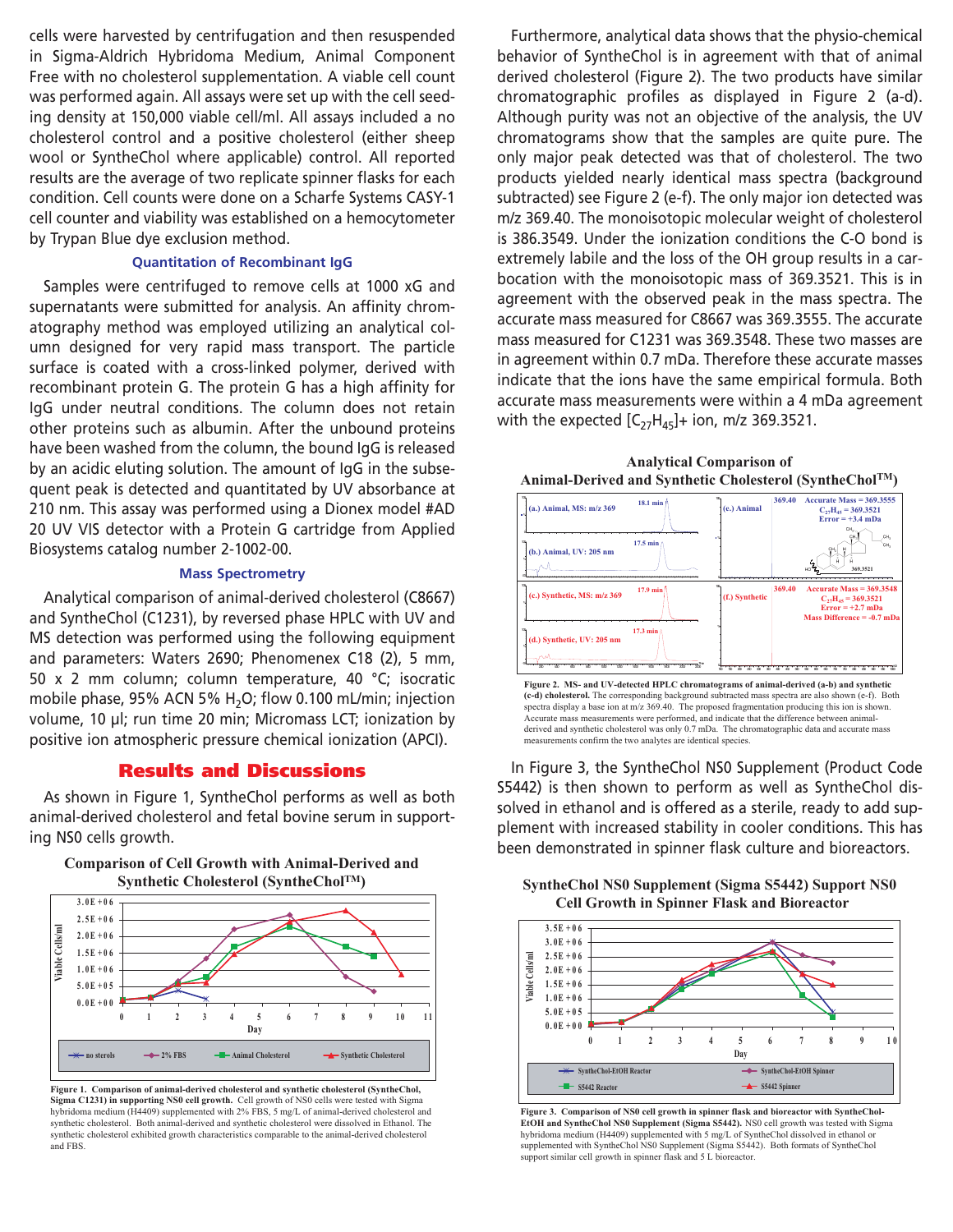cells were harvested by centrifugation and then resuspended in Sigma-Aldrich Hybridoma Medium, Animal Component Free with no cholesterol supplementation. A viable cell count was performed again. All assays were set up with the cell seeding density at 150,000 viable cell/ml. All assays included a no cholesterol control and a positive cholesterol (either sheep wool or SyntheChol where applicable) control. All reported results are the average of two replicate spinner flasks for each condition. Cell counts were done on a Scharfe Systems CASY-1 cell counter and viability was established on a hemocytometer by Trypan Blue dye exclusion method.

### Quantitation of Recombinant IgG

Samples were centrifuged to remove cells at 1000 xG and supernatants were submitted for analysis. An affinity chromatography method was employed utilizing an analytical column designed for very rapid mass transport. The particle surface is coated with a cross-linked polymer, derived with recombinant protein G. The protein G has a high affinity for IgG under neutral conditions. The column does not retain other proteins such as albumin. After the unbound proteins have been washed from the column, the bound IgG is released by an acidic eluting solution. The amount of IgG in the subsequent peak is detected and quantitated by UV absorbance at 210 nm. This assay was performed using a Dionex model #AD 20 UV VIS detector with a Protein G cartridge from Applied Biosystems catalog number 2-1002-00.

### Mass Spectrometry

Analytical comparison of animal-derived cholesterol (C8667) and SyntheChol (C1231), by reversed phase HPLC with UV and MS detection was performed using the following equipment and parameters: Waters 2690; Phenomenex C18 (2), 5 mm, 50 x 2 mm column; column temperature, 40 °C; isocratic mobile phase, 95% ACN 5% $H_2O$; flow 0.100 mL/min; injection volume, 10 µl; run time 20 min; Micromass LCT; ionization by positive ion atmospheric pressure chemical ionization (APCI).

## Results and Discussions

As shown in Figure 1, SyntheChol performs as well as both animal-derived cholesterol and fetal bovine serum in supporting NS0 cells growth.

**Comparison of Cell Growth with Animal-Derived and Synthetic Cholesterol (SyntheChol™)**

**Figure 1. Comparison of animal-derived cholesterol and synthetic cholesterol (SyntheChol, Sigma C1231) in supporting NS0 cell growth.** Cell growth of NS0 cells were tested with Sigma hybridoma medium (H4409) supplemented with 2% FBS, 5 mg/L of animal-derived cholesterol and synthetic cholesterol. Both animal-derived and synthetic cholesterol were dissolved in Ethanol. The synthetic cholesterol exhibited growth characteristics comparable to the animal-derived cholesterol and FBS.

Furthermore, analytical data shows that the physio-chemical behavior of SyntheChol is in agreement with that of animal derived cholesterol (Figure 2). The two products have similar chromatographic profiles as displayed in Figure 2 (a-d). Although purity was not an objective of the analysis, the UV chromatograms show that the samples are quite pure. The only major peak detected was that of cholesterol. The two products yielded nearly identical mass spectra (background subtracted) see Figure 2 (e-f). The only major ion detected was m/z 369.40. The monoisotopic molecular weight of cholesterol is 386.3549. Under the ionization conditions the C-O bond is extremely labile and the loss of the OH group results in a carbocation with the monoisotopic mass of 369.3521. This is in agreement with the observed peak in the mass spectra. The accurate mass measured for C8667 was 369.3555. The accurate mass measured for C1231 was 369.3548. These two masses are in agreement within 0.7 mDa. Therefore these accurate masses indicate that the ions have the same empirical formula. Both accurate mass measurements were within a 4 mDa agreement with the expected $[C_{27}H_{45}]^+$ ion, m/z 369.3521.

**Analytical Comparison of Animal-Derived and Synthetic Cholesterol (SyntheChol™)**

**Figure 2. MS- and UV-detected HPLC chromatograms of animal-derived (a-b) and synthetic (c-d) cholesterol.** The corresponding background subtracted mass spectra are also shown (e-f). Both spectra display a base ion at m/z 369.40. The proposed fragmentation producing this ion is shown. Accurate mass measurements were performed, and indicate that the difference between animal-derived and synthetic cholesterol was only 0.7 mDa. The chromatographic data and accurate mass measurements confirm the two analytes are identical species.

In Figure 3, the SyntheChol NS0 Supplement (Product Code S5442) is then shown to perform as well as SyntheChol dissolved in ethanol and is offered as a sterile, ready to add supplement with increased stability in cooler conditions. This has been demonstrated in spinner flask culture and bioreactors.

**SyntheChol NS0 Supplement (Sigma S5442) Support NS0 Cell Growth in Spinner Flask and Bioreactor**

**Figure 3. Comparison of NS0 cell growth in spinner flask and bioreactor with SyntheChol-EtOH and SyntheChol NS0 Supplement (Sigma S5442).** NS0 cell growth was tested with Sigma hybridoma medium (H4409) supplemented with 5 mg/L of SyntheChol dissolved in ethanol or supplemented with SyntheChol NS0 Supplement (Sigma S5442). Both formats of SyntheChol support similar cell growth in spinner flask and 5 L bioreactor.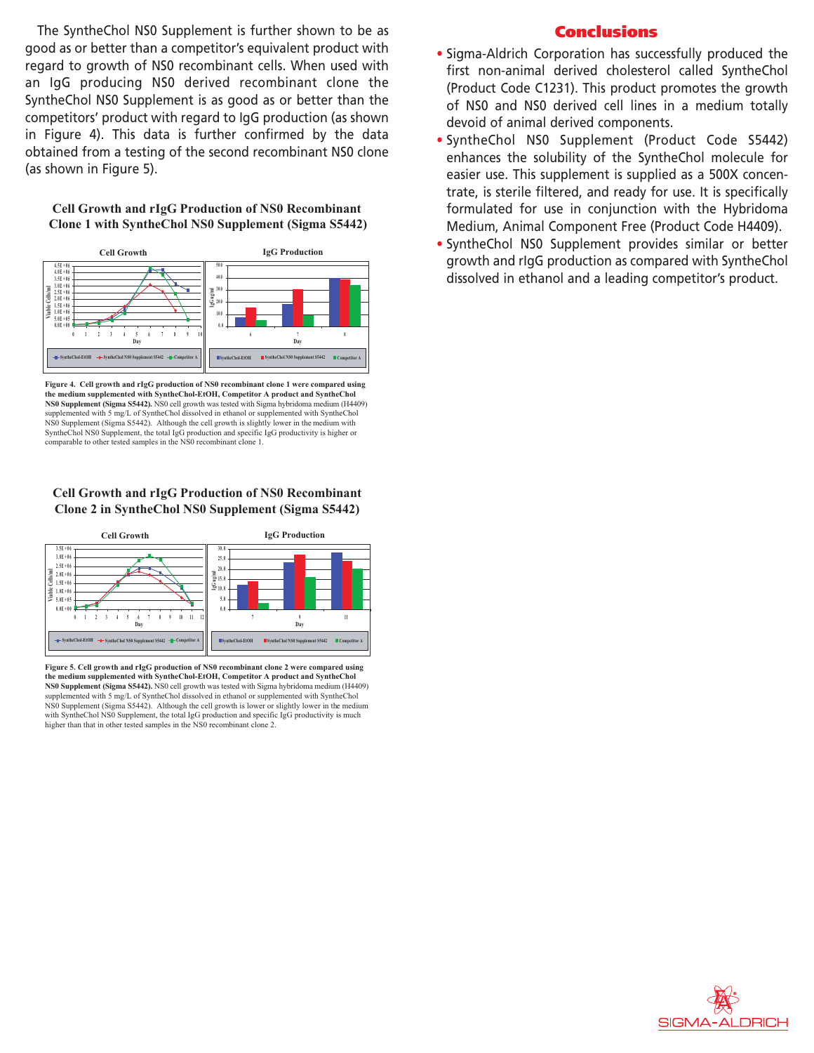The SyntheChol NS0 Supplement is further shown to be as good as or better than a competitor's equivalent product with regard to growth of NS0 recombinant cells. When used with an IgG producing NS0 derived recombinant clone the SyntheChol NS0 Supplement is as good as or better than the competitors' product with regard to IgG production (as shown in Figure 4). This data is further confirmed by the data obtained from a testing of the second recombinant NS0 clone (as shown in Figure 5).

### Cell Growth and rIgG Production of NS0 Recombinant Clone 1 with SyntheChol NS0 Supplement (Sigma S5442)

Cell Growth

4.5E+06
4.0E+06
3.5E+06
3.0E+06
2.5E+06
2.0E+06
1.5E+06
1.0E+06
5.0E+05
0.0E+00

Viable Cells/ml

0 1 2 3 4 5 6 7 8 9 10

Day

SyntheChol-EtOH
SyntheChol NS0 Supplement S5442
Competitor A

IgG Production

500
400
300
200
100
0.0

IgG (ug/ml)

6 7 8

Day

SyntheChol-EtOH
SyntheChol NS0 Supplement S5442
Competitor A

**Figure 4. Cell growth and rIgG production of NS0 recombinant clone 1 were compared using the medium supplemented with SyntheChol-EtOH, Competitor A product and SyntheChol NS0 Supplement (Sigma S5442).** NS0 cell growth was tested with Sigma hybridoma medium (H4409) supplemented with 5 mg/L of SyntheChol dissolved in ethanol or supplemented with SyntheChol NS0 Supplement (Sigma S5442). Although the cell growth is slightly lower in the medium with SyntheChol NS0 Supplement, the total IgG production and specific IgG productivity is higher or comparable to other tested samples in the NS0 recombinant clone 1.

### Cell Growth and rIgG Production of NS0 Recombinant Clone 2 in SyntheChol NS0 Supplement (Sigma S5442)

Cell Growth

3.5E+06
3.0E+06
2.5E+06
2.0E+06
1.5E+06
1.0E+06
5.0E+05
0.0E+00

Viable Cells/ml

0 1 2 3 4 5 6 7 8 9 10 11 12

Day

SyntheChol-EtOH
SyntheChol NS0 Supplement S5442
Competitor A

IgG Production

30.0
25.0
20.0
15.0
10.0
5.0
0.0

IgG (ug/ml)

7 9 11

Day

SyntheChol-EtOH
SyntheChol NS0 Supplement S5442
Competitor A

**Figure 5. Cell growth and rIgG production of NS0 recombinant clone 2 were compared using the medium supplemented with SyntheChol-EtOH, Competitor A product and SyntheChol NS0 Supplement (Sigma S5442).** NS0 cell growth was tested with Sigma hybridoma medium (H4409) supplemented with 5 mg/L of SyntheChol dissolved in ethanol or supplemented with SyntheChol NS0 Supplement (Sigma S5442). Although the cell growth is lower or slightly lower in the medium with SyntheChol NS0 Supplement, the total IgG production and specific IgG productivity is much higher than that in other tested samples in the NS0 recombinant clone 2.

## Conclusions

- Sigma-Aldrich Corporation has successfully produced the first non-animal derived cholesterol called SyntheChol (Product Code C1231). This product promotes the growth of NS0 and NS0 derived cell lines in a medium totally devoid of animal derived components.
- SyntheChol NS0 Supplement (Product Code S5442) enhances the solubility of the SyntheChol molecule for easier use. This supplement is supplied as a 500X concentrate, is sterile filtered, and ready for use. It is specifically formulated for use in conjunction with the Hybridoma Medium, Animal Component Free (Product Code H4409).
- SyntheChol NS0 Supplement provides similar or better growth and rIgG production as compared with SyntheChol dissolved in ethanol and a leading competitor's product.

SIGMA-ALDRICH